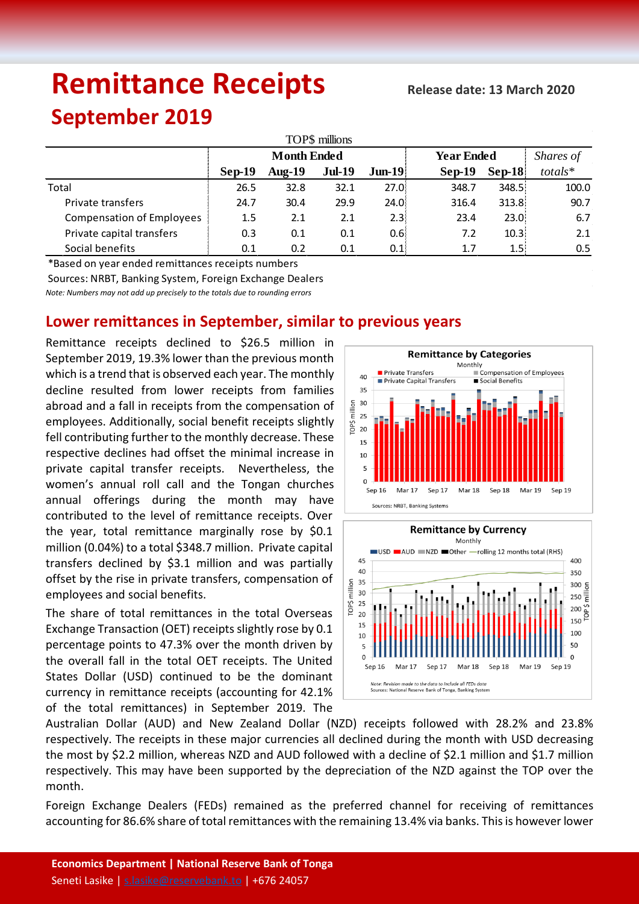# Remittance Receipts

**Release date: 13 March 2020**

## September 2019

TOP$ millions

| | Month Ended | | | | Year Ended | | *Shares of* |
|---|---|---|---|---|---|---|---|
| | **Sep-19** | **Aug-19** | **Jul-19** | **Jun-19** | **Sep-19** | **Sep-18** | *totals\** |
| Total | 26.5 | 32.8 | 32.1 | 27.0 | 348.7 | 348.5 | 100.0 |
| Private transfers | 24.7 | 30.4 | 29.9 | 24.0 | 316.4 | 313.8 | 90.7 |
| Compensation of Employees | 1.5 | 2.1 | 2.1 | 2.3 | 23.4 | 23.0 | 6.7 |
| Private capital transfers | 0.3 | 0.1 | 0.1 | 0.6 | 7.2 | 10.3 | 2.1 |
| Social benefits | 0.1 | 0.2 | 0.1 | 0.1 | 1.7 | 1.5 | 0.5 |

*Based on year ended remittances receipts numbers

Sources: NRBT, Banking System, Foreign Exchange Dealers

*Note: Numbers may not add up precisely to the totals due to rounding errors*

## Lower remittances in September, similar to previous years

Remittance receipts declined to $26.5 million in September 2019, 19.3% lower than the previous month which is a trend that is observed each year. The monthly decline resulted from lower receipts from families abroad and a fall in receipts from the compensation of employees. Additionally, social benefit receipts slightly fell contributing further to the monthly decrease. These respective declines had offset the minimal increase in private capital transfer receipts. Nevertheless, the women's annual roll call and the Tongan churches annual offerings during the month may have contributed to the level of remittance receipts. Over the year, total remittance marginally rose by $0.1 million (0.04%) to a total $348.7 million. Private capital transfers declined by $3.1 million and was partially offset by the rise in private transfers, compensation of employees and social benefits.

The share of total remittances in the total Overseas Exchange Transaction (OET) receipts slightly rose by 0.1 percentage points to 47.3% over the month driven by the overall fall in the total OET receipts. The United States Dollar (USD) continued to be the dominant currency in remittance receipts (accounting for 42.1% of the total remittances) in September 2019. The Australian Dollar (AUD) and New Zealand Dollar (NZD) receipts followed with 28.2% and 23.8% respectively. The receipts in these major currencies all declined during the month with USD decreasing the most by $2.2 million, whereas NZD and AUD followed with a decline of $2.1 million and $1.7 million respectively. This may have been supported by the depreciation of the NZD against the TOP over the month.

Foreign Exchange Dealers (FEDs) remained as the preferred channel for receiving of remittances accounting for 86.6% share of total remittances with the remaining 13.4% via banks. This is however lower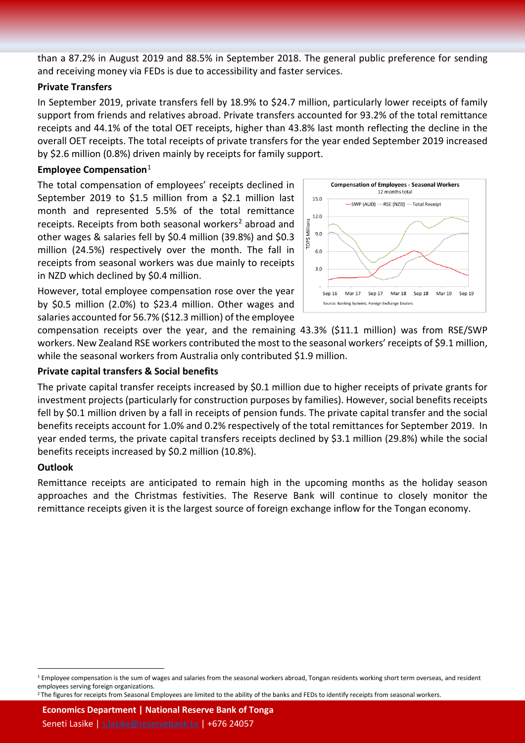than a 87.2% in August 2019 and 88.5% in September 2018. The general public preference for sending and receiving money via FEDs is due to accessibility and faster services.

**Private Transfers**

In September 2019, private transfers fell by 18.9% to $24.7 million, particularly lower receipts of family support from friends and relatives abroad. Private transfers accounted for 93.2% of the total remittance receipts and 44.1% of the total OET receipts, higher than 43.8% last month reflecting the decline in the overall OET receipts. The total receipts of private transfers for the year ended September 2019 increased by $2.6 million (0.8%) driven mainly by receipts for family support.

**Employee Compensation**[1]

The total compensation of employees' receipts declined in September 2019 to $1.5 million from a $2.1 million last month and represented 5.5% of the total remittance receipts. Receipts from both seasonal workers[2] abroad and other wages & salaries fell by $0.4 million (39.8%) and $0.3 million (24.5%) respectively over the month. The fall in receipts from seasonal workers was due mainly to receipts in NZD which declined by $0.4 million.

However, total employee compensation rose over the year by $0.5 million (2.0%) to $23.4 million. Other wages and salaries accounted for 56.7% ($12.3 million) of the employee compensation receipts over the year, and the remaining 43.3% ($11.1 million) was from RSE/SWP workers. New Zealand RSE workers contributed the most to the seasonal workers' receipts of $9.1 million, while the seasonal workers from Australia only contributed $1.9 million.

**Private capital transfers & Social benefits**

The private capital transfer receipts increased by $0.1 million due to higher receipts of private grants for investment projects (particularly for construction purposes by families). However, social benefits receipts fell by $0.1 million driven by a fall in receipts of pension funds. The private capital transfer and the social benefits receipts account for 1.0% and 0.2% respectively of the total remittances for September 2019. In year ended terms, the private capital transfers receipts declined by $3.1 million (29.8%) while the social benefits receipts increased by $0.2 million (10.8%).

**Outlook**

Remittance receipts are anticipated to remain high in the upcoming months as the holiday season approaches and the Christmas festivities. The Reserve Bank will continue to closely monitor the remittance receipts given it is the largest source of foreign exchange inflow for the Tongan economy.

---

[1] Employee compensation is the sum of wages and salaries from the seasonal workers abroad, Tongan residents working short term overseas, and resident employees serving foreign organizations.

[2] The figures for receipts from Seasonal Employees are limited to the ability of the banks and FEDs to identify receipts from seasonal workers.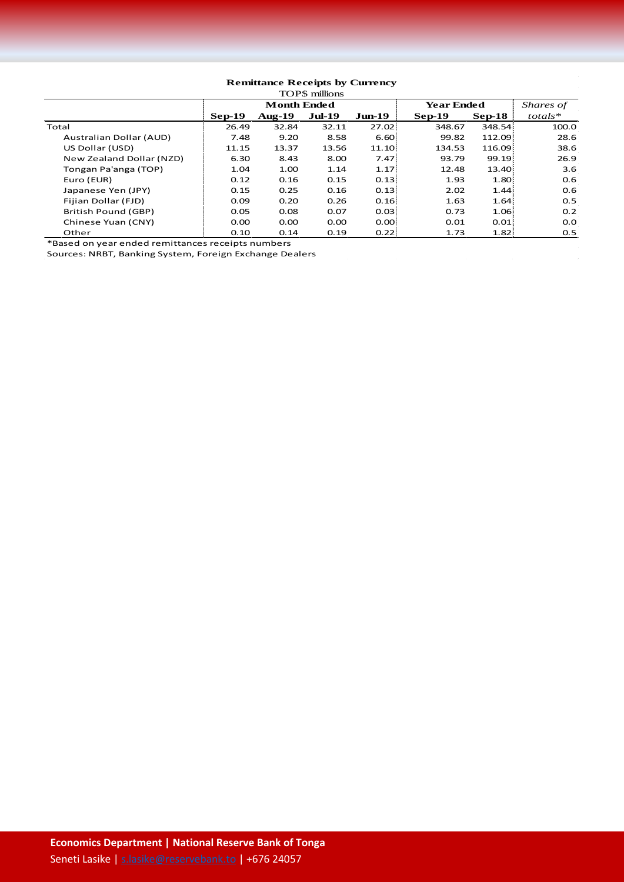**Remittance Receipts by Currency**

TOP$ millions

| | Month Ended | | | | Year Ended | | *Shares of* |
|---|---|---|---|---|---|---|---|
| | **Sep-19** | **Aug-19** | **Jul-19** | **Jun-19** | **Sep-19** | **Sep-18** | *totals** |
| Total | 26.49 | 32.84 | 32.11 | 27.02 | 348.67 | 348.54 | 100.0 |
| Australian Dollar (AUD) | 7.48 | 9.20 | 8.58 | 6.60 | 99.82 | 112.09 | 28.6 |
| US Dollar (USD) | 11.15 | 13.37 | 13.56 | 11.10 | 134.53 | 116.09 | 38.6 |
| New Zealand Dollar (NZD) | 6.30 | 8.43 | 8.00 | 7.47 | 93.79 | 99.19 | 26.9 |
| Tongan Pa'anga (TOP) | 1.04 | 1.00 | 1.14 | 1.17 | 12.48 | 13.40 | 3.6 |
| Euro (EUR) | 0.12 | 0.16 | 0.15 | 0.13 | 1.93 | 1.80 | 0.6 |
| Japanese Yen (JPY) | 0.15 | 0.25 | 0.16 | 0.13 | 2.02 | 1.44 | 0.6 |
| Fijian Dollar (FJD) | 0.09 | 0.20 | 0.26 | 0.16 | 1.63 | 1.64 | 0.5 |
| British Pound (GBP) | 0.05 | 0.08 | 0.07 | 0.03 | 0.73 | 1.06 | 0.2 |
| Chinese Yuan (CNY) | 0.00 | 0.00 | 0.00 | 0.00 | 0.01 | 0.01 | 0.0 |
| Other | 0.10 | 0.14 | 0.19 | 0.22 | 1.73 | 1.82 | 0.5 |

*Based on year ended remittances receipts numbers

Sources: NRBT, Banking System, Foreign Exchange Dealers

**Economics Department | National Reserve Bank of Tonga**

Seneti Lasike | s.lasike@reservebank.to | +676 24057